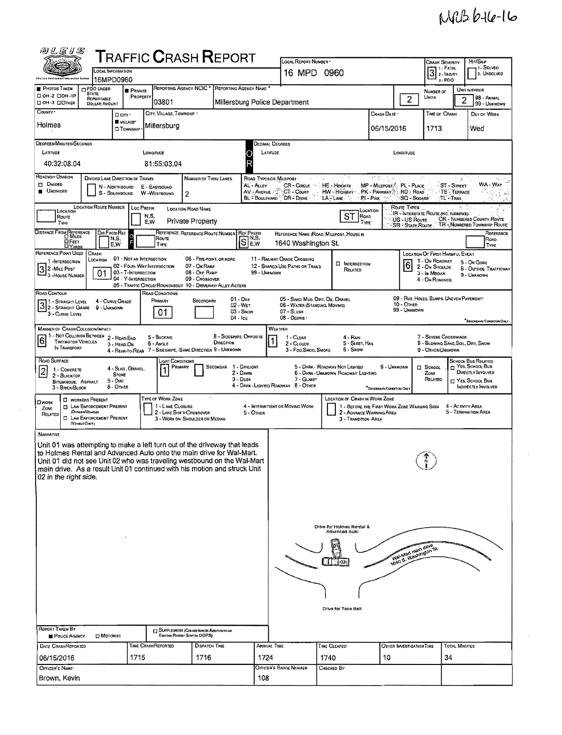MRB 6-16-16

# Traffic Crash Report

| Local Information | Local Report Number | Crash Severity | Hit/Skip |
|---|---|---|---|
| 16MPD0960 | 16 MPD 0960 | 3 (1 - Fatal, 2 - Injury, 3 - PDO) | 1 - Solved, 2 - Unsolved |

| Photos Taken | PDO Under State Reportable Dollar Amount | Private Property | Reporting Agency NCIC | Reporting Agency Name | Number of Units | Unit in Error |
|---|---|---|---|---|---|---|
| ☐ OH-2 ☐ OH-1P ☐ OH-3 ☐ Other | ☐ | ■ | 03801 | Millersburg Police Department | 2 | 2 (98 - Animal, 99 - Unknown) |

| County | City, Village, Township | Crash Date | Time of Crash | Day of Week |
|---|---|---|---|---|
| Holmes | ■ Village: Millersburg | 06/15/2016 | 1713 | Wed |

**Degrees/Minutes/Seconds** — Latitude: 40:32:08.04 — Longitude: 81:55:03.04

**Decimal Degrees** — Latitude: — Longitude:

**Roadway Division:** ■ Undivided

**Divided Lane Direction of Travel:** N - Northbound, S - Southbound, E - Eastbound, W - Westbound

**Number of Thru Lanes:** 2

**Road Types or Milepost:** AL - Alley, AV - Avenue, BL - Boulevard, CR - Circle, CT - Court, DR - Drive, HE - Heights, HW - Highway, LA - Lane, MP - Milepost, PK - Parkway, PI - Pike, PL - Place, RD - Road, SQ - Square, ST - Street, TE - Terrace, TL - Trail, WA - Way

**Location Route Number:**

**Loc Prefix:** N,S, E,W

**Location Road Name:** Private Property

**Location Road Type:** ST

**Route Types:** IR - Interstate Route (inc. Turnpike), US - US Route, SR - State Route, CR - Numbered County Route, TR - Numbered Township Route

**Distance From Reference:** ☐ Miles ☐ Feet ☐ Yards

**Dir From Ref:** N,S, E,W

**Reference Route Number:**

**Ref Prefix:** S

**Reference Name (Road, Milepost, House #):** 1640 Washington St.

**Reference Point Used:** 3 (1 - Intersection, 2 - Mile Post, 3 - House Number)

**Crash Location:** 01 (01 - Not an Intersection, 02 - Four-Way Intersection, 03 - T-Intersection, 04 - Y-Intersection, 05 - Traffic Circle/Roundabout, 06 - Five-Point or More, 07 - On Ramp, 08 - Off Ramp, 09 - Crossover, 10 - Driveway/Alley Access, 11 - Railway Grade Crossing, 12 - Shared-Use Paths or Trails, 99 - Unknown)

☐ Intersection Related

**Location of First Harmful Event:** 6 (1 - On Roadway, 2 - On Shoulder, 3 - In Median, 4 - On Roadside, 5 - On Gore, 6 - Outside Trafficway, 9 - Unknown)

**Road Contour:** 3 (1 - Straight Level, 2 - Straight Grade, 3 - Curve Level, 4 - Curve Grade, 9 - Unknown)

**Road Conditions:** Primary: 01; Secondary: (01 - Dry, 02 - Wet, 03 - Snow, 04 - Ice, 05 - Sand, Mud, Dirt, Oil, Gravel, 06 - Water (Standing, Moving), 07 - Slush, 08 - Debris, 09 - Rut, Holes, Bumps, Uneven Pavement, 10 - Other, 99 - Unknown)

**Manner of Crash Collision/Impact:** 6 (1 - Not Collision Between Two Motor Vehicles in Transport, 2 - Rear-End, 3 - Head-On, 4 - Rear-to-Rear, 5 - Backing, 6 - Angle, 7 - Sideswipe, Same Direction, 8 - Sideswipe, Opposite Direction, 9 - Unknown)

**Weather:** 1 (1 - Clear, 2 - Cloudy, 3 - Fog, Smog, Smoke, 4 - Rain, 5 - Sleet, Hail, 6 - Snow, 7 - Severe Crosswinds, 8 - Blowing Sand, Soil, Dirt, Snow, 9 - Other/Unknown)

**Road Surface:** 2 (1 - Concrete, 2 - Blacktop, Bituminous, Asphalt, 3 - Brick/Block, 4 - Slag, Gravel, Stone, 5 - Dirt, 6 - Other)

**Light Conditions:** Primary: 1; Secondary: (1 - Daylight, 2 - Dawn, 3 - Dusk, 4 - Dark - Lighted Roadway, 5 - Dark - Roadway Not Lighted, 6 - Dark - Unknown Roadway Lighting, 7 - Glare, 8 - Other, 9 - Unknown)

☐ School Zone Related

**School Bus Related:** ☐ Yes, School Bus Directly Involved ☐ Yes, School Bus Indirectly Involved

☐ Work Zone Related: ☐ Workers Present ☐ Law Enforcement Present (Officer/Vehicle) ☐ Law Enforcement Present (Vehicle Only)

**Type of Work Zone:** 1 - Lane Closure, 2 - Lane Shift/Crossover, 3 - Work on Shoulder or Median, 4 - Intermittent or Moving Work, 5 - Other

**Location of Crash in Work Zone:** 1 - Before the First Work Zone Warning Sign, 2 - Advance Warning Area, 3 - Transition Area, 4 - Activity Area, 5 - Termination Area

## Narrative

Unit 01 was attempting to make a left turn out of the driveway that leads to Holmes Rental and Advanced Auto onto the main drive for Wal-Mart. Unit 01 did not see Unit 02 who was traveling westbound on the Wal-Mart main drive. As a result Unit 01 continued with his motion and struck Unit 02 in the right side.

Diagram labels: Drive for Holmes Rental & Advanced Auto; Wal-Mart main drive 1640 S. Washington St.; Drive for Taco Bell; 01; 02; N

**Report Taken By:** ■ Police Agency ☐ Motorist

☐ Supplement (Correction or Addition to an Existing Report Sent to ODPS)

| Date Crash Reported | Time Crash Reported | Dispatch Time | Arrival Time | Time Cleared | Other Investigation Time | Total Minutes |
|---|---|---|---|---|---|---|
| 06/15/2016 | 1715 | 1716 | 1724 | 1740 | 10 | 34 |

| Officer's Name | Officer's Badge Number | Checked By |
|---|---|---|
| Brown, Kevin | 108 | |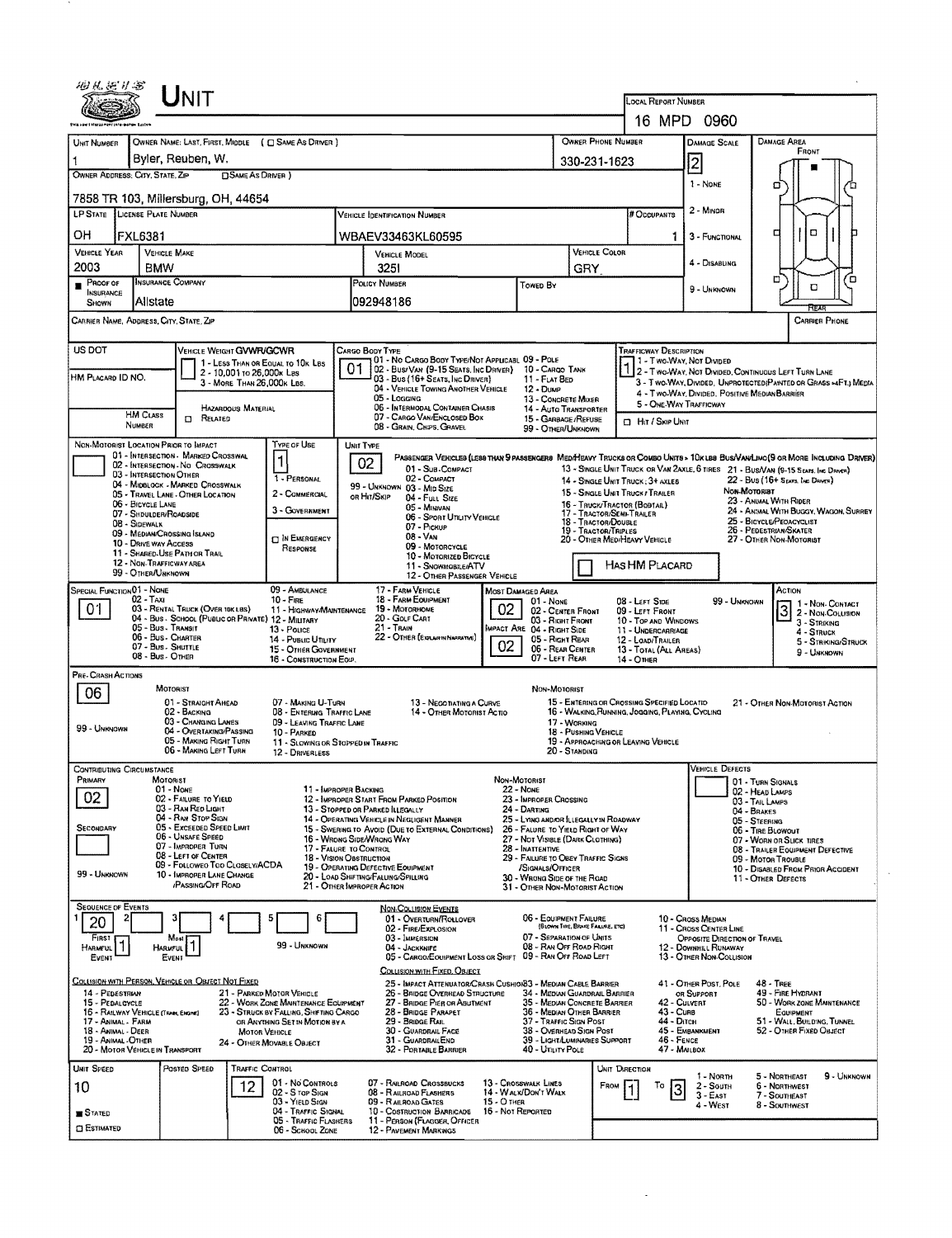# UNIT

**Local Report Number:** 16 MPD 0960

| Unit Number | Owner Name: Last, First, Middle (☐ Same As Driver) | Owner Phone Number | Damage Scale | Damage Area |
|---|---|---|---|---|
| 1 | Byler, Reuben, W. | 330-231-1623 | 2 | Front |

**Owner Address: City, State, Zip** (☐ Same As Driver)
7858 TR 103, Millersburg, OH, 44654

Damage Scale: 1 - None; 2 - Minor; 3 - Functional; 4 - Disabling; 9 - Unknown

| LP State | License Plate Number | Vehicle Identification Number | # Occupants |
|---|---|---|---|
| OH | FXL6381 | WBAEV33463KL60595 | 1 |

| Vehicle Year | Vehicle Make | Vehicle Model | Vehicle Color |
|---|---|---|---|
| 2003 | BMW | 325I | GRY |

| Proof of Insurance Shown | Insurance Company | Policy Number | Towed By |
|---|---|---|---|
| ■ | Allstate | 092948186 | |

Carrier Name, Address, City, State, Zip: | Carrier Phone:

US DOT: 
HM Placard ID No.:
HM Class Number: ☐ Hazardous Material Related

**Vehicle Weight GVWR/GCWR:** 1 - Less Than or Equal to 10k Lbs; 2 - 10,001 to 26,000k Lbs; 3 - More Than 26,000k Lbs.

**Cargo Body Type:** 01
01 - No Cargo Body Type/Not Applicable; 02 - Bus/Van (9-15 Seats, Inc Driver); 03 - Bus (16+ Seats, Inc Driver); 04 - Vehicle Towing Another Vehicle; 05 - Logging; 06 - Intermodal Container Chassis; 07 - Cargo Van/Enclosed Box; 08 - Grain, Chips, Gravel; 09 - Pole; 10 - Cargo Tank; 11 - Flat Bed; 12 - Dump; 13 - Concrete Mixer; 14 - Auto Transporter; 15 - Garbage/Refuse; 99 - Other/Unknown

**Trafficway Description:** 1
1 - Two-Way, Not Divided; 2 - Two-Way, Not Divided, Continuous Left Turn Lane; 3 - Two-Way, Divided, Unprotected (Painted or Grass >4Ft.) Media; 4 - Two-Way, Divided, Positive Median Barrier; 5 - One-Way Trafficway
☐ Hit / Skip Unit

**Non-Motorist Location Prior to Impact:** 01 - Intersection - Marked Crosswalk; 02 - Intersection - No Crosswalk; 03 - Intersection Other; 04 - Midblock - Marked Crosswalk; 05 - Travel Lane - Other Location; 06 - Bicycle Lane; 07 - Shoulder/Roadside; 08 - Sidewalk; 09 - Median/Crossing Island; 10 - Drive Way Access; 11 - Shared-Use Path or Trail; 12 - Non-Trafficway Area; 99 - Other/Unknown

**Type of Use:** 1
1 - Personal; 2 - Commercial; 3 - Government; ☐ In Emergency Response

**Unit Type:** 02
Passenger Vehicles (less than 9 passengers): 01 - Sub-Compact; 02 - Compact; 99 - Unknown 03 - Mid Size or Hit/Skip; 04 - Full Size; 05 - Minivan; 06 - Sport Utility Vehicle; 07 - Pickup; 08 - Van; 09 - Motorcycle; 10 - Motorized Bicycle; 11 - Snowmobile/ATV; 12 - Other Passenger Vehicle
Med/Heavy Trucks or Combo Units > 10k lbs Bus/Van/Limo (9 or More Including Driver): 13 - Single Unit Truck or Van 2axle, 6 tires; 14 - Single Unit Truck: 3+ axles; 15 - Single Unit Truck/Trailer; 16 - Truck/Tractor (Bobtail); 17 - Tractor/Semi-Trailer; 18 - Tractor/Double; 19 - Tractor/Triples; 20 - Other Med/Heavy Vehicle; 21 - Bus/Van (9-15 Seats, Inc Driver); 22 - Bus (16+ Seats, Inc Driver)
Non-Motorist: 23 - Animal With Rider; 24 - Animal With Buggy, Wagon, Surrey; 25 - Bicycle/Pedacyclist; 26 - Pedestrian/Skater; 27 - Other Non-Motorist
☐ Has HM Placard

**Special Function:** 01
01 - None; 02 - Taxi; 03 - Rental Truck (Over 10k lbs); 04 - Bus - School (Public or Private); 05 - Bus - Transit; 06 - Bus - Charter; 07 - Bus - Shuttle; 08 - Bus - Other; 09 - Ambulance; 10 - Fire; 11 - Highway/Maintenance; 12 - Military; 13 - Police; 14 - Public Utility; 15 - Other Government; 16 - Construction Eqip.; 17 - Farm Vehicle; 18 - Farm Equipment; 19 - Motorhome; 20 - Golf Cart; 21 - Train; 22 - Other (Explain in Narrative)

**Most Damaged Area:** 02
**Impact Are:** 02
01 - None; 02 - Center Front; 03 - Right Front; 04 - Right Side; 05 - Right Rear; 06 - Rear Center; 07 - Left Rear; 08 - Left Side; 09 - Left Front; 10 - Top and Windows; 11 - Undercarriage; 12 - Load/Trailer; 13 - Total (All Areas); 14 - Other; 99 - Unknown

**Action:** 3
1 - Non-Contact; 2 - Non-Collision; 3 - Striking; 4 - Struck; 5 - Striking/Struck; 9 - Unknown

**Pre-Crash Actions:** 06
Motorist: 01 - Straight Ahead; 02 - Backing; 03 - Changing Lanes; 04 - Overtaking/Passing; 05 - Making Right Turn; 06 - Making Left Turn; 07 - Making U-Turn; 08 - Entering Traffic Lane; 09 - Leaving Traffic Lane; 10 - Parked; 11 - Slowing or Stopped in Traffic; 12 - Driverless; 13 - Negotiating a Curve; 14 - Other Motorist Actio; 99 - Unknown
Non-Motorist: 15 - Entering or Crossing Specified Locatio; 16 - Walking, Running, Jogging, Playing, Cycling; 17 - Working; 18 - Pushing Vehicle; 19 - Approaching or Leaving Vehicle; 20 - Standing; 21 - Other Non-Motorist Action

**Contributing Circumstance**
Primary: 02
Secondary: 
Motorist: 01 - None; 02 - Failure to Yield; 03 - Ran Red Light; 04 - Ran Stop Sign; 05 - Exceeded Speed Limit; 06 - Unsafe Speed; 07 - Improper Turn; 08 - Left of Center; 09 - Followed Too Closely/ACDA; 10 - Improper Lane Change /Passing/Off Road; 11 - Improper Backing; 12 - Improper Start From Parked Position; 13 - Stopped or Parked Illegally; 14 - Operating Vehicle in Negligent Manner; 15 - Swering to Avoid (Due to External Conditions); 16 - Wrong Side/Wrong Way; 17 - Failure to Control; 18 - Vision Obstruction; 19 - Operating Defective Equipment; 20 - Load Shifting/Falling/Spilling; 21 - Other Improper Action; 99 - Unknown
Non-Motorist: 22 - None; 23 - Improper Crossing; 24 - Darting; 25 - Lying and/or Illegally in Roadway; 26 - Failure to Yield Right of Way; 27 - Not Visible (Dark Clothing); 28 - Inattentive; 29 - Failure to Obey Traffic Signs /Signals/Officer; 30 - Wrong Side of the Road; 31 - Other Non-Motorist Action

**Vehicle Defects:** 01 - Turn Signals; 02 - Head Lamps; 03 - Tail Lamps; 04 - Brakes; 05 - Steering; 06 - Tire Blowout; 07 - Worn or Slick Tires; 08 - Trailer Equipment Defective; 09 - Motor Trouble; 10 - Disabled From Prior Accident; 11 - Other Defects

**Sequence of Events**

| 1 | 2 | 3 | 4 | 5 | 6 |
|---|---|---|---|---|---|
| 20 | | | | | |

First Harmful Event: 1 | Most Harmful Event: 1 | 99 - Unknown

Non-Collision Events: 01 - Overturn/Rollover; 02 - Fire/Explosion; 03 - Immersion; 04 - Jackknife; 05 - Cargo/Equipment Loss or Shift; 06 - Equipment Failure (Blown Tire, Brake Failure, etc); 07 - Separation of Units; 08 - Ran Off Road Right; 09 - Ran Off Road Left; 10 - Cross Median; 11 - Cross Center Line Opposite Direction of Travel; 12 - Downhill Runaway; 13 - Other Non-Collision

Collision with Person, Vehicle or Object Not Fixed: 14 - Pedestrian; 15 - Pedalcycle; 16 - Railway Vehicle (Train, Engine); 17 - Animal - Farm; 18 - Animal - Deer; 19 - Animal - Other; 20 - Motor Vehicle in Transport; 21 - Parked Motor Vehicle; 22 - Work Zone Maintenance Equipment; 23 - Struck by Falling, Shifting Cargo or Anything Set in Motion by a Motor Vehicle; 24 - Other Movable Object

Collision with Fixed, Object: 25 - Impact Attenuator/Crash Cushion; 26 - Bridge Overhead Structure; 27 - Bridge Pier or Abutment; 28 - Bridge Parapet; 29 - Bridge Rail; 30 - Guardrail Face; 31 - Guardrail End; 32 - Portable Barrier; 33 - Median Cable Barrier; 34 - Median Guardrail Barrier; 35 - Median Concrete Barrier; 36 - Median Other Barrier; 37 - Traffic Sign Post; 38 - Overhead Sign Post; 39 - Light/Luminaries Support; 40 - Utility Pole; 41 - Other Post, Pole or Support; 42 - Culvert; 43 - Curb; 44 - Ditch; 45 - Embankment; 46 - Fence; 47 - Mailbox; 48 - Tree; 49 - Fire Hydrant; 50 - Work Zone Maintenance Equipment; 51 - Wall, Building, Tunnel; 52 - Other Fixed Object

| Unit Speed | Posted Speed | Traffic Control | Unit Direction |
|---|---|---|---|
| 10 | | 12 | From 1 To 3 |

■ Stated / ☐ Estimated

Traffic Control: 01 - No Controls; 02 - Stop Sign; 03 - Yield Sign; 04 - Traffic Signal; 05 - Traffic Flashers; 06 - School Zone; 07 - Railroad Crossbucks; 08 - Railroad Flashers; 09 - Railroad Gates; 10 - Costruction Barricade; 11 - Person (Flagger, Officer); 12 - Pavement Markings; 13 - Crosswalk Lines; 14 - Walk/Don't Walk; 15 - Other; 16 - Not Reported

Unit Direction: 1 - North; 2 - South; 3 - East; 4 - West; 5 - Northeast; 6 - Northwest; 7 - Southeast; 8 - Southwest; 9 - Unknown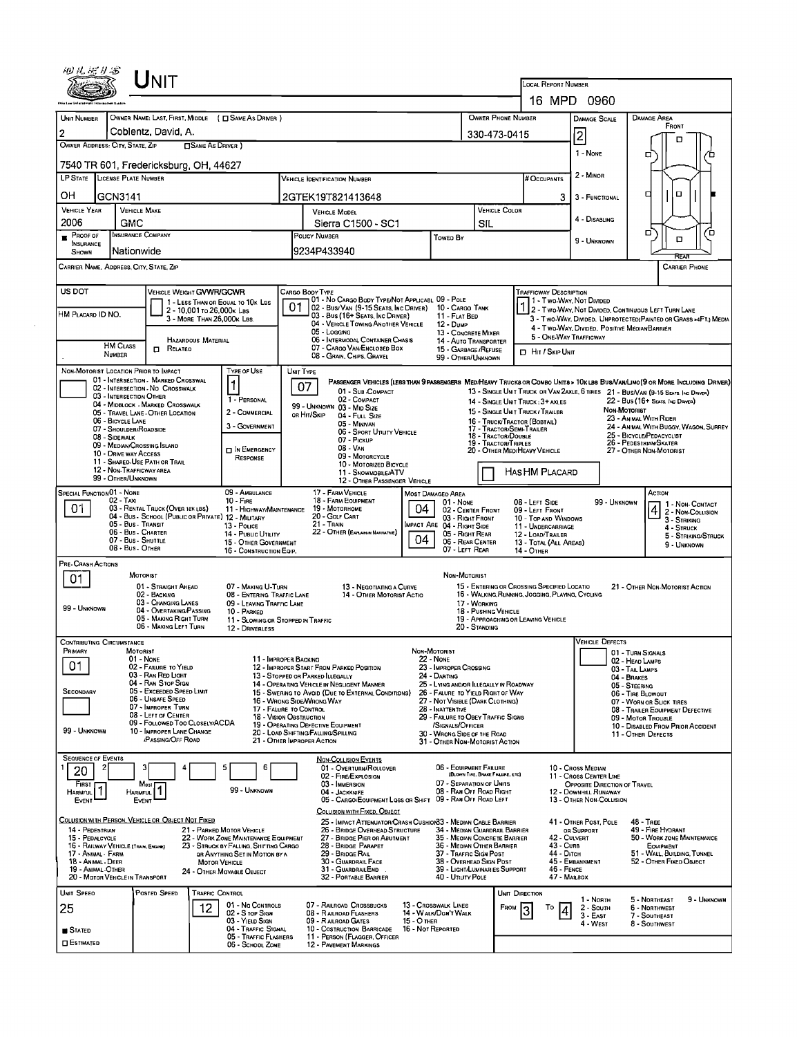# UNIT

LOCAL REPORT NUMBER: 16 MPD 0960

| UNIT NUMBER | OWNER NAME: LAST, FIRST, MIDDLE (☐ SAME AS DRIVER) | OWNER PHONE NUMBER | DAMAGE SCALE | DAMAGE AREA |
|---|---|---|---|---|
| 2 | Coblentz, David, A. | 330-473-0415 | 2 | FRONT |

OWNER ADDRESS: CITY, STATE, ZIP (☐ SAME AS DRIVER): 7540 TR 601, Fredericksburg, OH, 44627

DAMAGE SCALE: 1 - NONE, 2 - MINOR, 3 - FUNCTIONAL, 4 - DISABLING, 9 - UNKNOWN

| LP STATE | LICENSE PLATE NUMBER | VEHICLE IDENTIFICATION NUMBER | # OCCUPANTS |
|---|---|---|---|
| OH | GCN3141 | 2GTEK19T821413648 | 3 |

| VEHICLE YEAR | VEHICLE MAKE | VEHICLE MODEL | VEHICLE COLOR |
|---|---|---|---|
| 2006 | GMC | Sierra C1500 - SC1 | SIL |

| PROOF OF INSURANCE SHOWN | INSURANCE COMPANY | POLICY NUMBER | TOWED BY |
|---|---|---|---|
| ■ | Nationwide | 9234P433940 | |

CARRIER NAME, ADDRESS, CITY, STATE, ZIP:

CARRIER PHONE:

US DOT:

VEHICLE WEIGHT GVWR/GCWR: 1 - LESS THAN OR EQUAL TO 10K LBS; 2 - 10,001 TO 26,000K LBS; 3 - MORE THAN 26,000K LBS.

HM PLACARD ID NO.:

HM CLASS NUMBER: ☐ RELATED — HAZARDOUS MATERIAL

CARGO BODY TYPE: 01

01 - NO CARGO BODY TYPE/NOT APPLICABLE; 02 - BUS/VAN (9-15 SEATS, INC DRIVER); 03 - BUS (16+ SEATS, INC DRIVER); 04 - VEHICLE TOWING ANOTHER VEHICLE; 05 - LOGGING; 06 - INTERMODAL CONTAINER CHASIS; 07 - CARGO VAN/ENCLOSED BOX; 08 - GRAIN, CHIPS, GRAVEL; 09 - POLE; 10 - CARGO TANK; 11 - FLAT BED; 12 - DUMP; 13 - CONCRETE MIXER; 14 - AUTO TRANSPORTER; 15 - GARBAGE/REFUSE; 99 - OTHER/UNKNOWN

TRAFFICWAY DESCRIPTION: 1

1 - TWO-WAY, NOT DIVIDED; 2 - TWO-WAY, NOT DIVIDED, CONTINUOUS LEFT TURN LANE; 3 - TWO-WAY, DIVIDED, UNPROTECTED (PAINTED OR GRASS >4FT.) MEDIA; 4 - TWO-WAY, DIVIDED, POSITIVE MEDIAN BARRIER; 5 - ONE-WAY TRAFFICWAY

☐ HIT / SKIP UNIT

NON-MOTORIST LOCATION PRIOR TO IMPACT: 01 - INTERSECTION - MARKED CROSSWAL; 02 - INTERSECTION - NO CROSSWALK; 03 - INTERSECTION OTHER; 04 - MIDBLOCK - MARKED CROSSWALK; 05 - TRAVEL LANE - OTHER LOCATION; 06 - BICYCLE LANE; 07 - SHOULDER/ROADSIDE; 08 - SIDEWALK; 09 - MEDIAN/CROSSING ISLAND; 10 - DRIVE WAY ACCESS; 11 - SHARED-USE PATH OR TRAIL; 12 - NON-TRAFFICWAY AREA; 99 - OTHER/UNKNOWN

TYPE OF USE: 1

1 - PERSONAL; 2 - COMMERCIAL; 3 - GOVERNMENT; ☐ IN EMERGENCY RESPONSE

UNIT TYPE: 07

PASSENGER VEHICLES (LESS THAN 9 PASSENGERS): 01 - SUB COMPACT; 02 - COMPACT; 99 - UNKNOWN 03 - MID SIZE; OR HIT/SKIP 04 - FULL SIZE; 05 - MINIVAN; 06 - SPORT UTILITY VEHICLE; 07 - PICKUP; 08 - VAN; 09 - MOTORCYCLE; 10 - MOTORIZED BICYCLE; 11 - SNOWMOBILE/ATV; 12 - OTHER PASSENGER VEHICLE

MED/HEAVY TRUCKS OR COMBO UNITS > 10K LBS BUS/VAN/LIMO (9 OR MORE INCLUDING DRIVER): 13 - SINGLE UNIT TRUCK OR VAN 2AXLE, 6 TIRES; 14 - SINGLE UNIT TRUCK: 3+ AXLES; 15 - SINGLE UNIT TRUCK / TRAILER; 16 - TRUCK/TRACTOR (BOBTAIL); 17 - TRACTOR/SEMI-TRAILER; 18 - TRACTOR/DOUBLE; 19 - TRACTOR/TRIPLES; 20 - OTHER MED/HEAVY VEHICLE; 21 - BUS/VAN (9-15 SEATS, INC DRIVER); 22 - BUS (16+ SEATS, INC DRIVER)

NON-MOTORIST: 23 - ANIMAL WITH RIDER; 24 - ANIMAL WITH BUGGY, WAGON, SURREY; 25 - BICYCLE/PEDACYCLIST; 26 - PEDESTRIAN/SKATER; 27 - OTHER NON-MOTORIST

☐ HAS HM PLACARD

SPECIAL FUNCTION: 01

01 - NONE; 02 - TAXI; 03 - RENTAL TRUCK (OVER 10K LBS); 04 - BUS - SCHOOL (PUBLIC OR PRIVATE); 05 - BUS - TRANSIT; 06 - BUS - CHARTER; 07 - BUS - SHUTTLE; 08 - BUS - OTHER; 09 - AMBULANCE; 10 - FIRE; 11 - HIGHWAY/MAINTENANCE; 12 - MILITARY; 13 - POLICE; 14 - PUBLIC UTILITY; 15 - OTHER GOVERNMENT; 16 - CONSTRUCTION EQIP.; 17 - FARM VEHICLE; 18 - FARM EQUIPMENT; 19 - MOTORHOME; 20 - GOLF CART; 21 - TRAIN; 22 - OTHER (EXPLAIN IN NARRATIVE)

MOST DAMAGED AREA: 04; IMPACT ARE: 04

01 - NONE; 02 - CENTER FRONT; 03 - RIGHT FRONT; 04 - RIGHT SIDE; 05 - RIGHT REAR; 06 - REAR CENTER; 07 - LEFT REAR; 08 - LEFT SIDE; 09 - LEFT FRONT; 10 - TOP AND WINDOWS; 11 - UNDERCARRIAGE; 12 - LOAD/TRAILER; 13 - TOTAL (ALL AREAS); 14 - OTHER; 99 - UNKNOWN

ACTION: 4

1 - NON-CONTACT; 2 - NON-COLLISION; 3 - STRIKING; 4 - STRUCK; 5 - STRIKING/STRUCK; 9 - UNKNOWN

PRE-CRASH ACTIONS: 01

MOTORIST: 01 - STRAIGHT AHEAD; 02 - BACKING; 03 - CHANGING LANES; 04 - OVERTAKING/PASSING; 05 - MAKING RIGHT TURN; 06 - MAKING LEFT TURN; 07 - MAKING U-TURN; 08 - ENTERING TRAFFIC LANE; 09 - LEAVING TRAFFIC LANE; 10 - PARKED; 11 - SLOWING OR STOPPED IN TRAFFIC; 12 - DRIVERLESS; 13 - NEGOTIATING A CURVE; 14 - OTHER MOTORIST ACTIO; 99 - UNKNOWN

NON-MOTORIST: 15 - ENTERING OR CROSSING SPECIFIED LOCATIO; 16 - WALKING, RUNNING, JOGGING, PLAYING, CYCLING; 17 - WORKING; 18 - PUSHING VEHICLE; 19 - APPROACHING OR LEAVING VEHICLE; 20 - STANDING; 21 - OTHER NON-MOTORIST ACTION

CONTRIBUTING CIRCUMSTANCE: PRIMARY 01; SECONDARY: ; 99 - UNKNOWN

MOTORIST: 01 - NONE; 02 - FAILURE TO YIELD; 03 - RAN RED LIGHT; 04 - RAN STOP SIGN; 05 - EXCEEDED SPEED LIMIT; 06 - UNSAFE SPEED; 07 - IMPROPER TURN; 08 - LEFT OF CENTER; 09 - FOLLOWED TOO CLOSELY/ACDA; 10 - IMPROPER LANE CHANGE /PASSING/OFF ROAD; 11 - IMPROPER BACKING; 12 - IMPROPER START FROM PARKED POSITION; 13 - STOPPED OR PARKED ILLEGALLY; 14 - OPERATING VEHICLE IN NEGLIGENT MANNER; 15 - SWERING TO AVOID (DUE TO EXTERNAL CONDITIONS); 16 - WRONG SIDE/WRONG WAY; 17 - FAILURE TO CONTROL; 18 - VISION OBSTRUCTION; 19 - OPERATING DEFECTIVE EQUIPMENT; 20 - LOAD SHIFTING/FALLING/SPILLING; 21 - OTHER IMPROPER ACTION

NON-MOTORIST: 22 - NONE; 23 - IMPROPER CROSSING; 24 - DARTING; 25 - LYING AND/OR ILLEGALLY IN ROADWAY; 26 - FAILURE TO YIELD RIGHT OF WAY; 27 - NOT VISIBLE (DARK CLOTHING); 28 - INATTENTIVE; 29 - FAILURE TO OBEY TRAFFIC SIGNS /SIGNALS/OFFICER; 30 - WRONG SIDE OF THE ROAD; 31 - OTHER NON-MOTORIST ACTION

VEHICLE DEFECTS: 01 - TURN SIGNALS; 02 - HEAD LAMPS; 03 - TAIL LAMPS; 04 - BRAKES; 05 - STEERING; 06 - TIRE BLOWOUT; 07 - WORN OR SLICK TIRES; 08 - TRAILER EQUIPMENT DEFECTIVE; 09 - MOTOR TROUBLE; 10 - DISABLED FROM PRIOR ACCIDENT; 11 - OTHER DEFECTS

SEQUENCE OF EVENTS: 1: 20; 2: ; 3: ; 4: ; 5: ; 6: 

FIRST HARMFUL EVENT: 1; MOST HARMFUL EVENT: 1; 99 - UNKNOWN

NON-COLLISION EVENTS: 01 - OVERTURN/ROLLOVER; 02 - FIRE/EXPLOSION; 03 - IMMERSION; 04 - JACKKNIFE; 05 - CARGO/EQUIPMENT LOSS OR SHIFT; 06 - EQUIPMENT FAILURE (BLOWN TIRE, BRAKE FAILURE, ETC); 07 - SEPARATION OF UNITS; 08 - RAN OFF ROAD RIGHT; 09 - RAN OFF ROAD LEFT; 10 - CROSS MEDIAN; 11 - CROSS CENTER LINE OPPOSITE DIRECTION OF TRAVEL; 12 - DOWNHILL RUNAWAY; 13 - OTHER NON-COLLISION

COLLISION WITH PERSON, VEHICLE OR OBJECT NOT FIXED: 14 - PEDESTRIAN; 15 - PEDALCYCLE; 16 - RAILWAY VEHICLE (TRAIN, ENGINE); 17 - ANIMAL - FARM; 18 - ANIMAL - DEER; 19 - ANIMAL - OTHER; 20 - MOTOR VEHICLE IN TRANSPORT; 21 - PARKED MOTOR VEHICLE; 22 - WORK ZONE MAINTENANCE EQUIPMENT; 23 - STRUCK BY FALLING, SHIFTING CARGO OR ANYTHING SET IN MOTION BY A MOTOR VEHICLE; 24 - OTHER MOVABLE OBJECT

COLLISION WITH FIXED, OBJECT: 25 - IMPACT ATTENUATOR/CRASH CUSHION; 26 - BRIDGE OVERHEAD STRUCTURE; 27 - BRIDGE PIER OR ABUTMENT; 28 - BRIDGE PARAPET; 29 - BRIDGE RAIL; 30 - GUARDRAIL FACE; 31 - GUARDRAIL END; 32 - PORTABLE BARRIER; 33 - MEDIAN CABLE BARRIER; 34 - MEDIAN GUARDRAIL BARRIER; 35 - MEDIAN CONCRETE BARRIER; 36 - MEDIAN OTHER BARRIER; 37 - TRAFFIC SIGN POST; 38 - OVERHEAD SIGN POST; 39 - LIGHT/LUMINARIES SUPPORT; 40 - UTILITY POLE; 41 - OTHER POST, POLE OR SUPPORT; 42 - CULVERT; 43 - CURB; 44 - DITCH; 45 - EMBANKMENT; 46 - FENCE; 47 - MAILBOX; 48 - TREE; 49 - FIRE HYDRANT; 50 - WORK ZONE MAINTENANCE EQUIPMENT; 51 - WALL, BUILDING, TUNNEL; 52 - OTHER FIXED OBJECT

| UNIT SPEED | POSTED SPEED | TRAFFIC CONTROL | UNIT DIRECTION |
|---|---|---|---|
| 25 | | 12 | FROM 3 TO 4 |

■ STATED; ☐ ESTIMATED

TRAFFIC CONTROL: 01 - NO CONTROLS; 02 - STOP SIGN; 03 - YIELD SIGN; 04 - TRAFFIC SIGNAL; 05 - TRAFFIC FLASHERS; 06 - SCHOOL ZONE; 07 - RAILROAD CROSSBUCKS; 08 - RAILROAD FLASHERS; 09 - RAILROAD GATES; 10 - COSTRUCTION BARRICADE; 11 - PERSON (FLAGGER, OFFICER; 12 - PAVEMENT MARKINGS; 13 - CROSSWALK LINES; 14 - WALK/DON'T WALK; 15 - OTHER; 16 - NOT REPORTED

UNIT DIRECTION: 1 - NORTH; 2 - SOUTH; 3 - EAST; 4 - WEST; 5 - NORTHEAST; 6 - NORTHWEST; 7 - SOUTHEAST; 8 - SOUTHWEST; 9 - UNKNOWN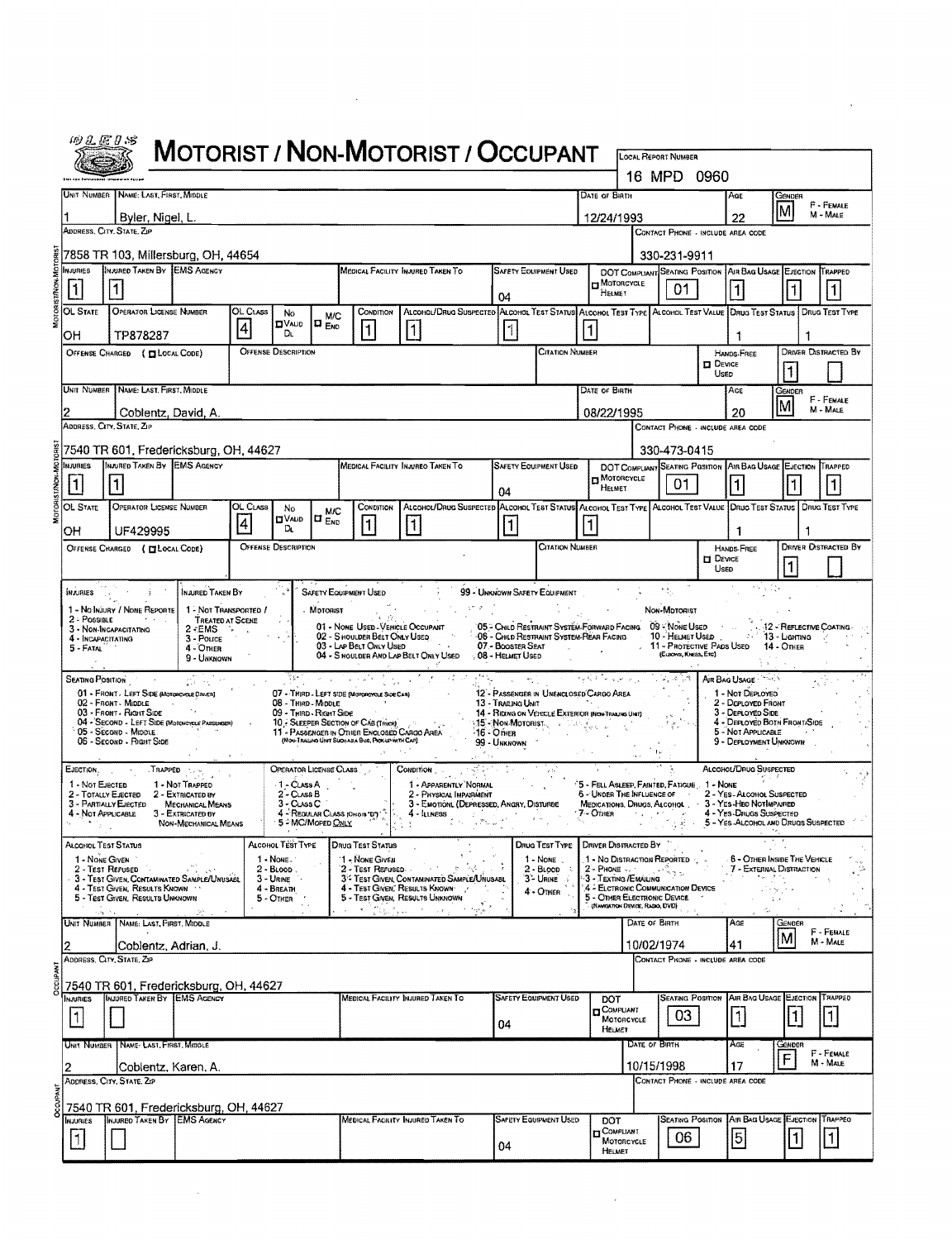# MOTORIST / NON-MOTORIST / OCCUPANT

OLEIS

LOCAL REPORT NUMBER: 16 MPD 0960

## Motorist/Non-Motorist

| UNIT NUMBER | NAME: LAST, FIRST, MIDDLE | DATE OF BIRTH | AGE | GENDER (F - FEMALE, M - MALE) |
|---|---|---|---|---|
| 1 | Byler, Nigel, L. | 12/24/1993 | 22 | M |

ADDRESS, CITY, STATE, ZIP: 7858 TR 103, Millersburg, OH, 44654

CONTACT PHONE - INCLUDE AREA CODE: 330-231-9911

| INJURIES | INJURED TAKEN BY | EMS AGENCY | MEDICAL FACILITY INJURED TAKEN TO | SAFETY EQUIPMENT USED | DOT COMPLIANT MOTORCYCLE HELMET | SEATING POSITION | AIR BAG USAGE | EJECTION | TRAPPED |
|---|---|---|---|---|---|---|---|---|---|
| 1 | 1 | | | 04 | | 01 | 1 | 1 | 1 |

| OL STATE | OPERATOR LICENSE NUMBER | OL CLASS | NO VALID DL | M/C END | CONDITION | ALCOHOL/DRUG SUSPECTED | ALCOHOL TEST STATUS | ALCOHOL TEST TYPE | ALCOHOL TEST VALUE | DRUG TEST STATUS | DRUG TEST TYPE |
|---|---|---|---|---|---|---|---|---|---|---|---|
| OH | TP878287 | 4 | | | 1 | 1 | 1 | 1 | | 1 | 1 |

| OFFENSE CHARGED (LOCAL CODE) | OFFENSE DESCRIPTION | CITATION NUMBER | HANDS-FREE DEVICE USED | DRIVER DISTRACTED BY |
|---|---|---|---|---|
| | | | | 1 |

| UNIT NUMBER | NAME: LAST, FIRST, MIDDLE | DATE OF BIRTH | AGE | GENDER (F - FEMALE, M - MALE) |
|---|---|---|---|---|
| 2 | Coblentz, David, A. | 08/22/1995 | 20 | M |

ADDRESS, CITY, STATE, ZIP: 7540 TR 601, Fredericksburg, OH, 44627

CONTACT PHONE - INCLUDE AREA CODE: 330-473-0415

| INJURIES | INJURED TAKEN BY | EMS AGENCY | MEDICAL FACILITY INJURED TAKEN TO | SAFETY EQUIPMENT USED | DOT COMPLIANT MOTORCYCLE HELMET | SEATING POSITION | AIR BAG USAGE | EJECTION | TRAPPED |
|---|---|---|---|---|---|---|---|---|---|
| 1 | 1 | | | 04 | | 01 | 1 | 1 | 1 |

| OL STATE | OPERATOR LICENSE NUMBER | OL CLASS | NO VALID DL | M/C END | CONDITION | ALCOHOL/DRUG SUSPECTED | ALCOHOL TEST STATUS | ALCOHOL TEST TYPE | ALCOHOL TEST VALUE | DRUG TEST STATUS | DRUG TEST TYPE |
|---|---|---|---|---|---|---|---|---|---|---|---|
| OH | UF429995 | 4 | | | 1 | 1 | 1 | 1 | | 1 | 1 |

| OFFENSE CHARGED (LOCAL CODE) | OFFENSE DESCRIPTION | CITATION NUMBER | HANDS-FREE DEVICE USED | DRIVER DISTRACTED BY |
|---|---|---|---|---|
| | | | | 1 |

## Codes

**INJURIES:** 1 - NO INJURY / NONE REPORTED; 2 - POSSIBLE; 3 - NON-INCAPACITATING; 4 - INCAPACITATING; 5 - FATAL

**INJURED TAKEN BY:** 1 - NOT TRANSPORTED / TREATED AT SCENE; 2 - EMS; 3 - POLICE; 4 - OTHER; 9 - UNKNOWN

**SAFETY EQUIPMENT USED:** MOTORIST: 01 - NONE USED - VEHICLE OCCUPANT; 02 - SHOULDER BELT ONLY USED; 03 - LAP BELT ONLY USED; 04 - SHOULDER AND LAP BELT ONLY USED; 05 - CHILD RESTRAINT SYSTEM-FORWARD FACING; 06 - CHILD RESTRAINT SYSTEM-REAR FACING; 07 - BOOSTER SEAT; 08 - HELMET USED; 99 - UNKNOWN SAFETY EQUIPMENT. NON-MOTORIST: 09 - NONE USED; 10 - HELMET USED; 11 - PROTECTIVE PADS USED (ELBOWS, KNEES, ETC); 12 - REFLECTIVE COATING; 13 - LIGHTING; 14 - OTHER

**SEATING POSITION:** 01 - FRONT - LEFT SIDE (MOTORCYCLE DRIVER); 02 - FRONT - MIDDLE; 03 - FRONT - RIGHT SIDE; 04 - SECOND - LEFT SIDE (MOTORCYCLE PASSENGER); 05 - SECOND - MIDDLE; 06 - SECOND - RIGHT SIDE; 07 - THIRD - LEFT SIDE (MOTORCYCLE SIDE CAR); 08 - THIRD - MIDDLE; 09 - THIRD - RIGHT SIDE; 10 - SLEEPER SECTION OF CAB (TRUCK); 11 - PASSENGER IN OTHER ENCLOSED CARGO AREA (NON-TRAILING UNIT SUCH AS A BUS, PICKUP WITH CAP); 12 - PASSENGER IN UNENCLOSED CARGO AREA; 13 - TRAILING UNIT; 14 - RIDING ON VEHICLE EXTERIOR (NON-TRAILING UNIT); 15 - NON-MOTORIST; 16 - OTHER; 99 - UNKNOWN

**AIR BAG USAGE:** 1 - NOT DEPLOYED; 2 - DEPLOYED FRONT; 3 - DEPLOYED SIDE; 4 - DEPLOYED BOTH FRONT/SIDE; 5 - NOT APPLICABLE; 9 - DEPLOYMENT UNKNOWN

**EJECTION:** 1 - NOT EJECTED; 2 - TOTALLY EJECTED; 3 - PARTIALLY EJECTED; 4 - NOT APPLICABLE

**TRAPPED:** 1 - NOT TRAPPED; 2 - EXTRICATED BY MECHANICAL MEANS; 3 - EXTRICATED BY NON-MECHANICAL MEANS

**OPERATOR LICENSE CLASS:** 1 - CLASS A; 2 - CLASS B; 3 - CLASS C; 4 - REGULAR CLASS (OHIO'S "D"); 5 - M/C MOPED ONLY

**CONDITION:** 1 - APPARENTLY NORMAL; 2 - PHYSICAL IMPAIRMENT; 3 - EMOTIONL (DEPRESSED, ANGRY, DISTURBE; 4 - ILLNESS; 5 - FELL ASLEEP, FAINTED, FATIGUE; 6 - UNDER THE INFLUENCE OF MEDICATIONS, DRUGS, ALCOHOL; 7 - OTHER

**ALCOHOL/DRUG SUSPECTED:** 1 - NONE; 2 - YES - ALCOHOL SUSPECTED; 3 - YES-HBD NOT IMPAIRED; 4 - YES-DRUGS SUSPECTED; 5 - YES-ALCOHOL AND DRUGS SUSPECTED

**ALCOHOL TEST STATUS:** 1 - NONE GIVEN; 2 - TEST REFUSED; 3 - TEST GIVEN, CONTAMINATED SAMPLE/UNUSABL; 4 - TEST GIVEN, RESULTS KNOWN; 5 - TEST GIVEN, RESULTS UNKNOWN

**ALCOHOL TEST TYPE:** 1 - NONE; 2 - BLOOD; 3 - URINE; 4 - BREATH; 5 - OTHER

**DRUG TEST STATUS:** 1 - NONE GIVEN; 2 - TEST REFUSED; 3 - TEST GIVEN, CONTAMINATED SAMPLE/UNUSABL; 4 - TEST GIVEN, RESULTS KNOWN; 5 - TEST GIVEN, RESULTS UNKNOWN

**DRUG TEST TYPE:** 1 - NONE; 2 - BLOOD; 3 - URINE; 4 - OTHER

**DRIVER DISTRACTED BY:** 1 - NO DISTRACTION REPORTED; 2 - PHONE; 3 - TEXTING/EMAILING; 4 - ELCTRONIC COMMUNICATION DEVICE; 5 - OTHER ELECTRONIC DEVICE (NAVIGATION DEVICE, RADIO, DVD); 6 - OTHER INSIDE THE VEHICLE; 7 - EXTERNAL DISTRACTION

## Occupant

| UNIT NUMBER | NAME: LAST, FIRST, MIDDLE | DATE OF BIRTH | AGE | GENDER (F - FEMALE, M - MALE) |
|---|---|---|---|---|
| 2 | Coblentz, Adrian, J. | 10/02/1974 | 41 | M |

ADDRESS, CITY, STATE, ZIP: 7540 TR 601, Fredericksburg, OH, 44627

CONTACT PHONE - INCLUDE AREA CODE:

| INJURIES | INJURED TAKEN BY | EMS AGENCY | MEDICAL FACILITY INJURED TAKEN TO | SAFETY EQUIPMENT USED | DOT COMPLIANT MOTORCYCLE HELMET | SEATING POSITION | AIR BAG USAGE | EJECTION | TRAPPED |
|---|---|---|---|---|---|---|---|---|---|
| 1 | | | | 04 | | 03 | 1 | 1 | 1 |

| UNIT NUMBER | NAME: LAST, FIRST, MIDDLE | DATE OF BIRTH | AGE | GENDER (F - FEMALE, M - MALE) |
|---|---|---|---|---|
| 2 | Coblentz, Karen, A. | 10/15/1998 | 17 | F |

ADDRESS, CITY, STATE, ZIP: 7540 TR 601, Fredericksburg, OH, 44627

CONTACT PHONE - INCLUDE AREA CODE:

| INJURIES | INJURED TAKEN BY | EMS AGENCY | MEDICAL FACILITY INJURED TAKEN TO | SAFETY EQUIPMENT USED | DOT COMPLIANT MOTORCYCLE HELMET | SEATING POSITION | AIR BAG USAGE | EJECTION | TRAPPED |
|---|---|---|---|---|---|---|---|---|---|
| 1 | | | | 04 | | 06 | 5 | 1 | 1 |